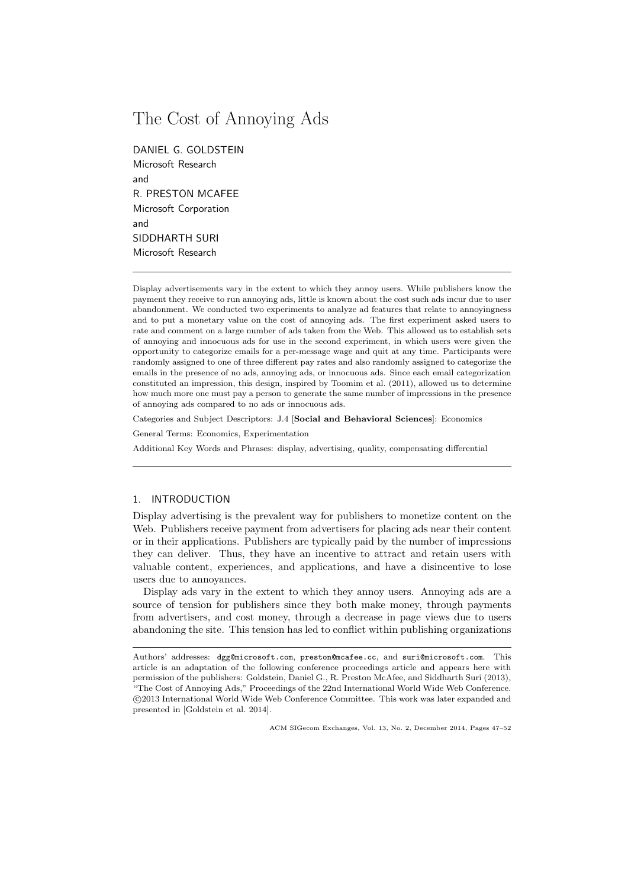# The Cost of Annoying Ads

DANIEL G. GOLDSTEIN
Microsoft Research
and
R. PRESTON MCAFEE
Microsoft Corporation
and
SIDDHARTH SURI
Microsoft Research

---

Display advertisements vary in the extent to which they annoy users. While publishers know the payment they receive to run annoying ads, little is known about the cost such ads incur due to user abandonment. We conducted two experiments to analyze ad features that relate to annoyingness and to put a monetary value on the cost of annoying ads. The first experiment asked users to rate and comment on a large number of ads taken from the Web. This allowed us to establish sets of annoying and innocuous ads for use in the second experiment, in which users were given the opportunity to categorize emails for a per-message wage and quit at any time. Participants were randomly assigned to one of three different pay rates and also randomly assigned to categorize the emails in the presence of no ads, annoying ads, or innocuous ads. Since each email categorization constituted an impression, this design, inspired by Toomim et al. (2011), allowed us to determine how much more one must pay a person to generate the same number of impressions in the presence of annoying ads compared to no ads or innocuous ads.

Categories and Subject Descriptors: J.4 [**Social and Behavioral Sciences**]: Economics

General Terms: Economics, Experimentation

Additional Key Words and Phrases: display, advertising, quality, compensating differential

---

## 1. INTRODUCTION

Display advertising is the prevalent way for publishers to monetize content on the Web. Publishers receive payment from advertisers for placing ads near their content or in their applications. Publishers are typically paid by the number of impressions they can deliver. Thus, they have an incentive to attract and retain users with valuable content, experiences, and applications, and have a disincentive to lose users due to annoyances.

Display ads vary in the extent to which they annoy users. Annoying ads are a source of tension for publishers since they both make money, through payments from advertisers, and cost money, through a decrease in page views due to users abandoning the site. This tension has led to conflict within publishing organizations

---

Authors' addresses: dgg@microsoft.com, preston@mcafee.cc, and suri@microsoft.com. This article is an adaptation of the following conference proceedings article and appears here with permission of the publishers: Goldstein, Daniel G., R. Preston McAfee, and Siddharth Suri (2013), "The Cost of Annoying Ads," Proceedings of the 22nd International World Wide Web Conference. ©2013 International World Wide Web Conference Committee. This work was later expanded and presented in [Goldstein et al. 2014].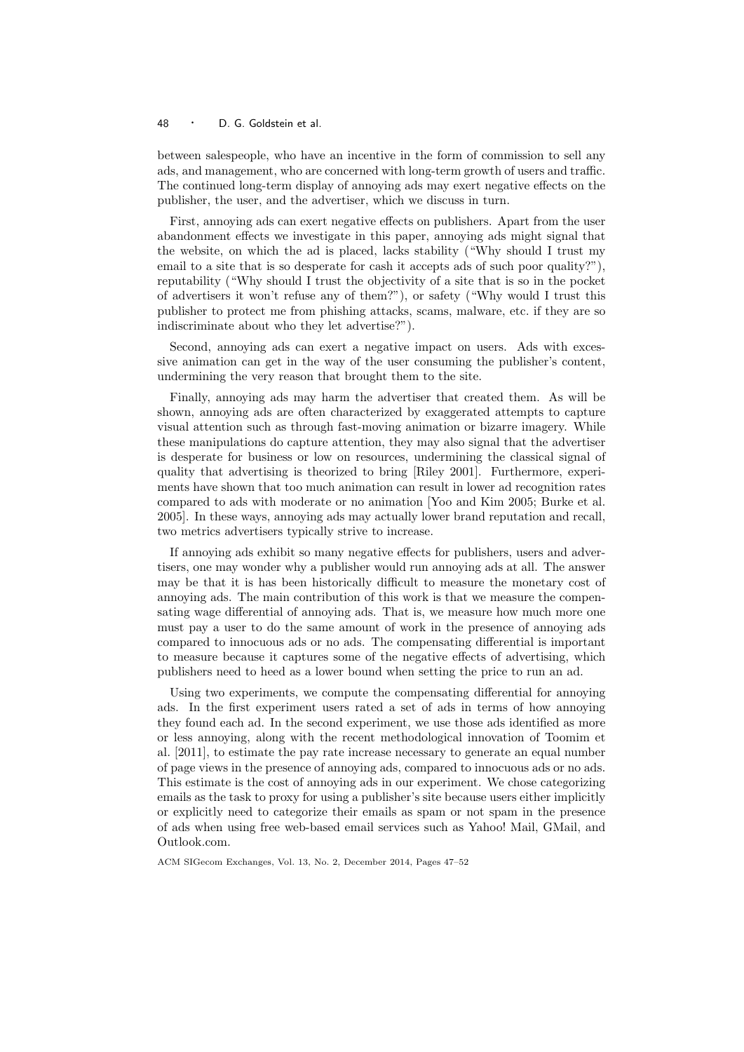between salespeople, who have an incentive in the form of commission to sell any ads, and management, who are concerned with long-term growth of users and traffic. The continued long-term display of annoying ads may exert negative effects on the publisher, the user, and the advertiser, which we discuss in turn.

First, annoying ads can exert negative effects on publishers. Apart from the user abandonment effects we investigate in this paper, annoying ads might signal that the website, on which the ad is placed, lacks stability ("Why should I trust my email to a site that is so desperate for cash it accepts ads of such poor quality?"), reputability ("Why should I trust the objectivity of a site that is so in the pocket of advertisers it won't refuse any of them?"), or safety ("Why would I trust this publisher to protect me from phishing attacks, scams, malware, etc. if they are so indiscriminate about who they let advertise?").

Second, annoying ads can exert a negative impact on users. Ads with excessive animation can get in the way of the user consuming the publisher's content, undermining the very reason that brought them to the site.

Finally, annoying ads may harm the advertiser that created them. As will be shown, annoying ads are often characterized by exaggerated attempts to capture visual attention such as through fast-moving animation or bizarre imagery. While these manipulations do capture attention, they may also signal that the advertiser is desperate for business or low on resources, undermining the classical signal of quality that advertising is theorized to bring [Riley 2001]. Furthermore, experiments have shown that too much animation can result in lower ad recognition rates compared to ads with moderate or no animation [Yoo and Kim 2005; Burke et al. 2005]. In these ways, annoying ads may actually lower brand reputation and recall, two metrics advertisers typically strive to increase.

If annoying ads exhibit so many negative effects for publishers, users and advertisers, one may wonder why a publisher would run annoying ads at all. The answer may be that it is has been historically difficult to measure the monetary cost of annoying ads. The main contribution of this work is that we measure the compensating wage differential of annoying ads. That is, we measure how much more one must pay a user to do the same amount of work in the presence of annoying ads compared to innocuous ads or no ads. The compensating differential is important to measure because it captures some of the negative effects of advertising, which publishers need to heed as a lower bound when setting the price to run an ad.

Using two experiments, we compute the compensating differential for annoying ads. In the first experiment users rated a set of ads in terms of how annoying they found each ad. In the second experiment, we use those ads identified as more or less annoying, along with the recent methodological innovation of Toomim et al. [2011], to estimate the pay rate increase necessary to generate an equal number of page views in the presence of annoying ads, compared to innocuous ads or no ads. This estimate is the cost of annoying ads in our experiment. We chose categorizing emails as the task to proxy for using a publisher's site because users either implicitly or explicitly need to categorize their emails as spam or not spam in the presence of ads when using free web-based email services such as Yahoo! Mail, GMail, and Outlook.com.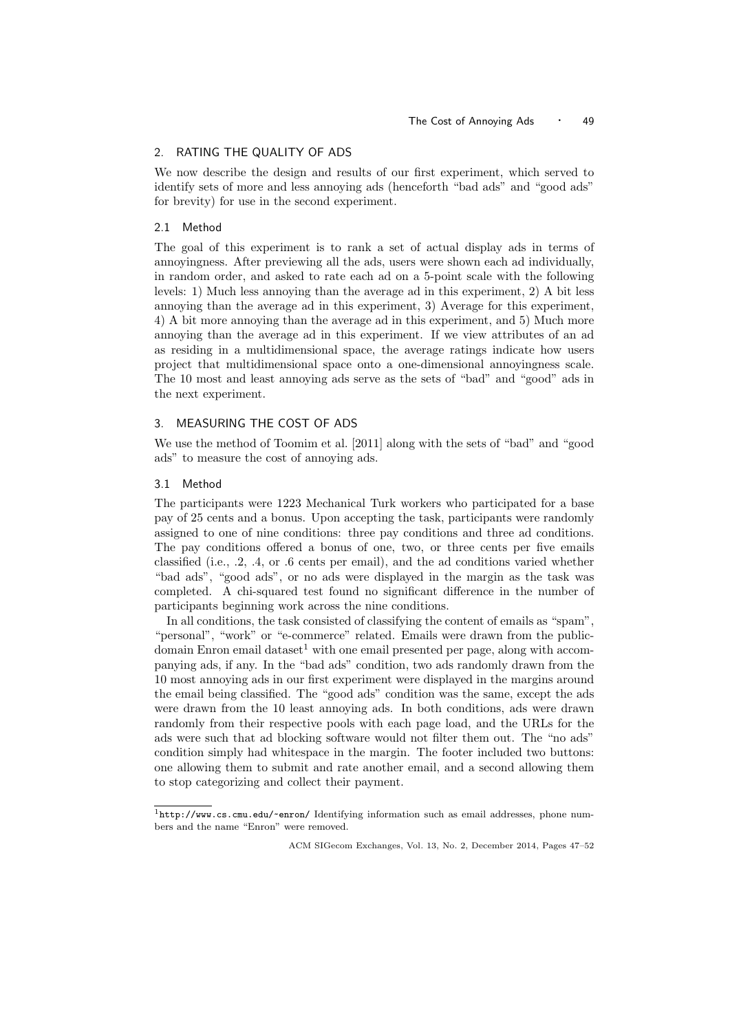## 2. RATING THE QUALITY OF ADS

We now describe the design and results of our first experiment, which served to identify sets of more and less annoying ads (henceforth "bad ads" and "good ads" for brevity) for use in the second experiment.

### 2.1 Method

The goal of this experiment is to rank a set of actual display ads in terms of annoyingness. After previewing all the ads, users were shown each ad individually, in random order, and asked to rate each ad on a 5-point scale with the following levels: 1) Much less annoying than the average ad in this experiment, 2) A bit less annoying than the average ad in this experiment, 3) Average for this experiment, 4) A bit more annoying than the average ad in this experiment, and 5) Much more annoying than the average ad in this experiment. If we view attributes of an ad as residing in a multidimensional space, the average ratings indicate how users project that multidimensional space onto a one-dimensional annoyingness scale. The 10 most and least annoying ads serve as the sets of "bad" and "good" ads in the next experiment.

## 3. MEASURING THE COST OF ADS

We use the method of Toomim et al. [2011] along with the sets of "bad" and "good ads" to measure the cost of annoying ads.

### 3.1 Method

The participants were 1223 Mechanical Turk workers who participated for a base pay of 25 cents and a bonus. Upon accepting the task, participants were randomly assigned to one of nine conditions: three pay conditions and three ad conditions. The pay conditions offered a bonus of one, two, or three cents per five emails classified (i.e., .2, .4, or .6 cents per email), and the ad conditions varied whether "bad ads", "good ads", or no ads were displayed in the margin as the task was completed. A chi-squared test found no significant difference in the number of participants beginning work across the nine conditions.

In all conditions, the task consisted of classifying the content of emails as "spam", "personal", "work" or "e-commerce" related. Emails were drawn from the public-domain Enron email dataset[1] with one email presented per page, along with accompanying ads, if any. In the "bad ads" condition, two ads randomly drawn from the 10 most annoying ads in our first experiment were displayed in the margins around the email being classified. The "good ads" condition was the same, except the ads were drawn from the 10 least annoying ads. In both conditions, ads were drawn randomly from their respective pools with each page load, and the URLs for the ads were such that ad blocking software would not filter them out. The "no ads" condition simply had whitespace in the margin. The footer included two buttons: one allowing them to submit and rate another email, and a second allowing them to stop categorizing and collect their payment.

[1] http://www.cs.cmu.edu/~enron/ Identifying information such as email addresses, phone numbers and the name "Enron" were removed.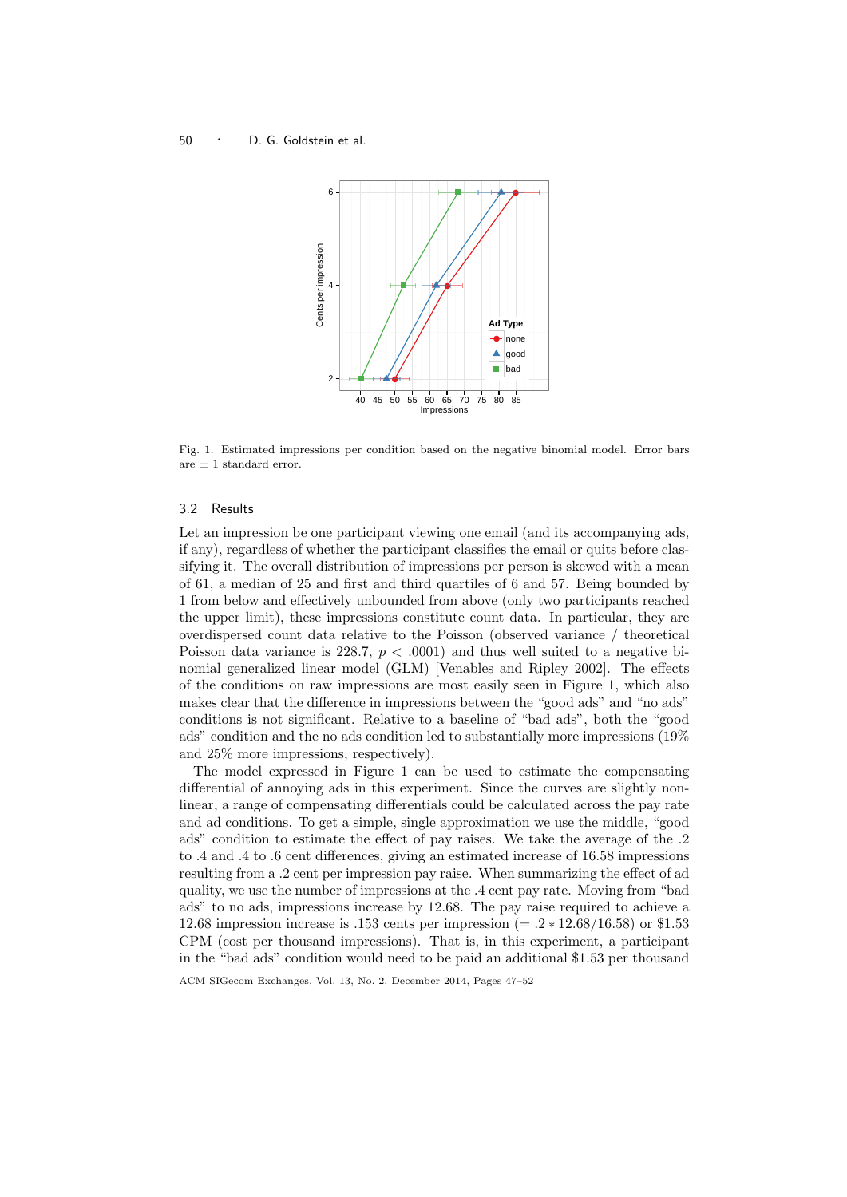Fig. 1. Estimated impressions per condition based on the negative binomial model. Error bars are ± 1 standard error.

### 3.2 Results

Let an impression be one participant viewing one email (and its accompanying ads, if any), regardless of whether the participant classifies the email or quits before classifying it. The overall distribution of impressions per person is skewed with a mean of 61, a median of 25 and first and third quartiles of 6 and 57. Being bounded by 1 from below and effectively unbounded from above (only two participants reached the upper limit), these impressions constitute count data. In particular, they are overdispersed count data relative to the Poisson (observed variance / theoretical Poisson data variance is 228.7, $p < .0001$) and thus well suited to a negative binomial generalized linear model (GLM) [Venables and Ripley 2002]. The effects of the conditions on raw impressions are most easily seen in Figure 1, which also makes clear that the difference in impressions between the "good ads" and "no ads" conditions is not significant. Relative to a baseline of "bad ads", both the "good ads" condition and the no ads condition led to substantially more impressions (19% and 25% more impressions, respectively).

The model expressed in Figure 1 can be used to estimate the compensating differential of annoying ads in this experiment. Since the curves are slightly nonlinear, a range of compensating differentials could be calculated across the pay rate and ad conditions. To get a simple, single approximation we use the middle, "good ads" condition to estimate the effect of pay raises. We take the average of the .2 to .4 and .4 to .6 cent differences, giving an estimated increase of 16.58 impressions resulting from a .2 cent per impression pay raise. When summarizing the effect of ad quality, we use the number of impressions at the .4 cent pay rate. Moving from "bad ads" to no ads, impressions increase by 12.68. The pay raise required to achieve a 12.68 impression increase is .153 cents per impression ($= .2 * 12.68/16.58$) or \$1.53 CPM (cost per thousand impressions). That is, in this experiment, a participant in the "bad ads" condition would need to be paid an additional \$1.53 per thousand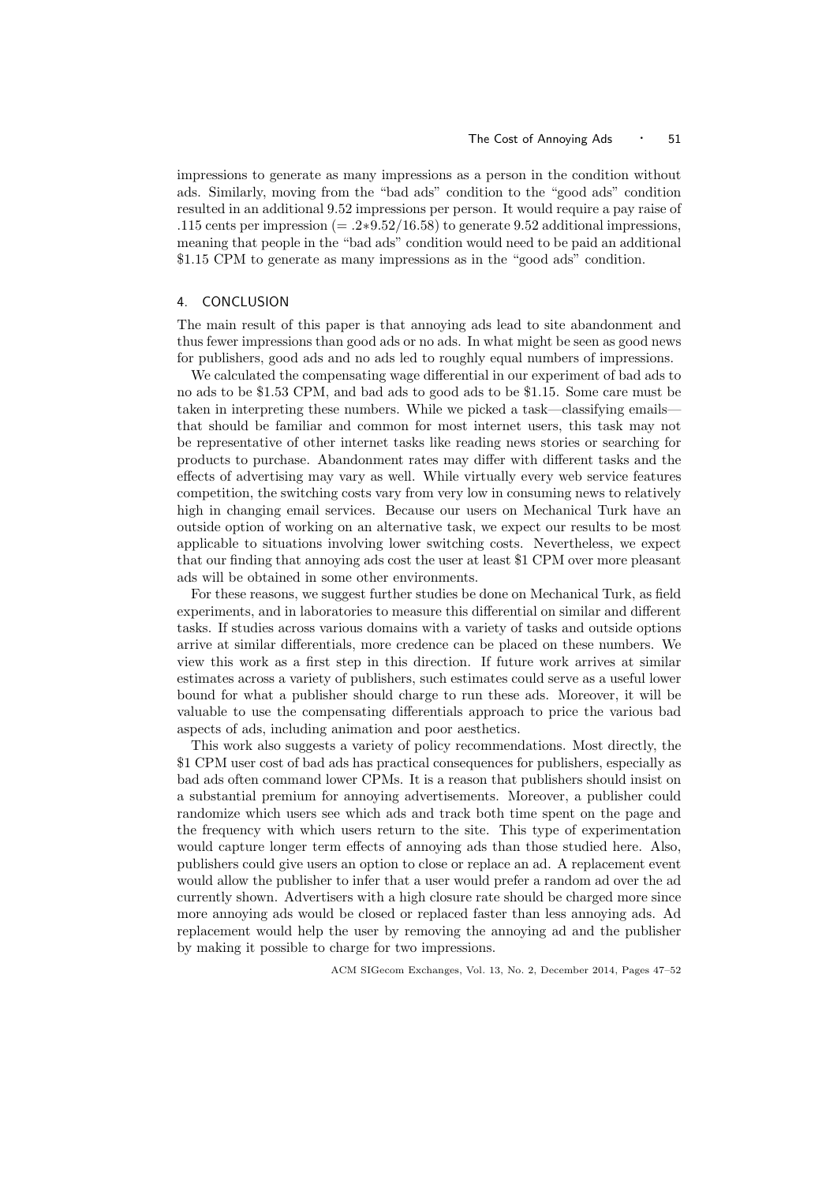impressions to generate as many impressions as a person in the condition without ads. Similarly, moving from the "bad ads" condition to the "good ads" condition resulted in an additional 9.52 impressions per person. It would require a pay raise of .115 cents per impression ($= .2*9.52/16.58$) to generate 9.52 additional impressions, meaning that people in the "bad ads" condition would need to be paid an additional $1.15 CPM to generate as many impressions as in the "good ads" condition.

## 4. CONCLUSION

The main result of this paper is that annoying ads lead to site abandonment and thus fewer impressions than good ads or no ads. In what might be seen as good news for publishers, good ads and no ads led to roughly equal numbers of impressions.

We calculated the compensating wage differential in our experiment of bad ads to no ads to be $1.53 CPM, and bad ads to good ads to be $1.15. Some care must be taken in interpreting these numbers. While we picked a task—classifying emails—that should be familiar and common for most internet users, this task may not be representative of other internet tasks like reading news stories or searching for products to purchase. Abandonment rates may differ with different tasks and the effects of advertising may vary as well. While virtually every web service features competition, the switching costs vary from very low in consuming news to relatively high in changing email services. Because our users on Mechanical Turk have an outside option of working on an alternative task, we expect our results to be most applicable to situations involving lower switching costs. Nevertheless, we expect that our finding that annoying ads cost the user at least $1 CPM over more pleasant ads will be obtained in some other environments.

For these reasons, we suggest further studies be done on Mechanical Turk, as field experiments, and in laboratories to measure this differential on similar and different tasks. If studies across various domains with a variety of tasks and outside options arrive at similar differentials, more credence can be placed on these numbers. We view this work as a first step in this direction. If future work arrives at similar estimates across a variety of publishers, such estimates could serve as a useful lower bound for what a publisher should charge to run these ads. Moreover, it will be valuable to use the compensating differentials approach to price the various bad aspects of ads, including animation and poor aesthetics.

This work also suggests a variety of policy recommendations. Most directly, the $1 CPM user cost of bad ads has practical consequences for publishers, especially as bad ads often command lower CPMs. It is a reason that publishers should insist on a substantial premium for annoying advertisements. Moreover, a publisher could randomize which users see which ads and track both time spent on the page and the frequency with which users return to the site. This type of experimentation would capture longer term effects of annoying ads than those studied here. Also, publishers could give users an option to close or replace an ad. A replacement event would allow the publisher to infer that a user would prefer a random ad over the ad currently shown. Advertisers with a high closure rate should be charged more since more annoying ads would be closed or replaced faster than less annoying ads. Ad replacement would help the user by removing the annoying ad and the publisher by making it possible to charge for two impressions.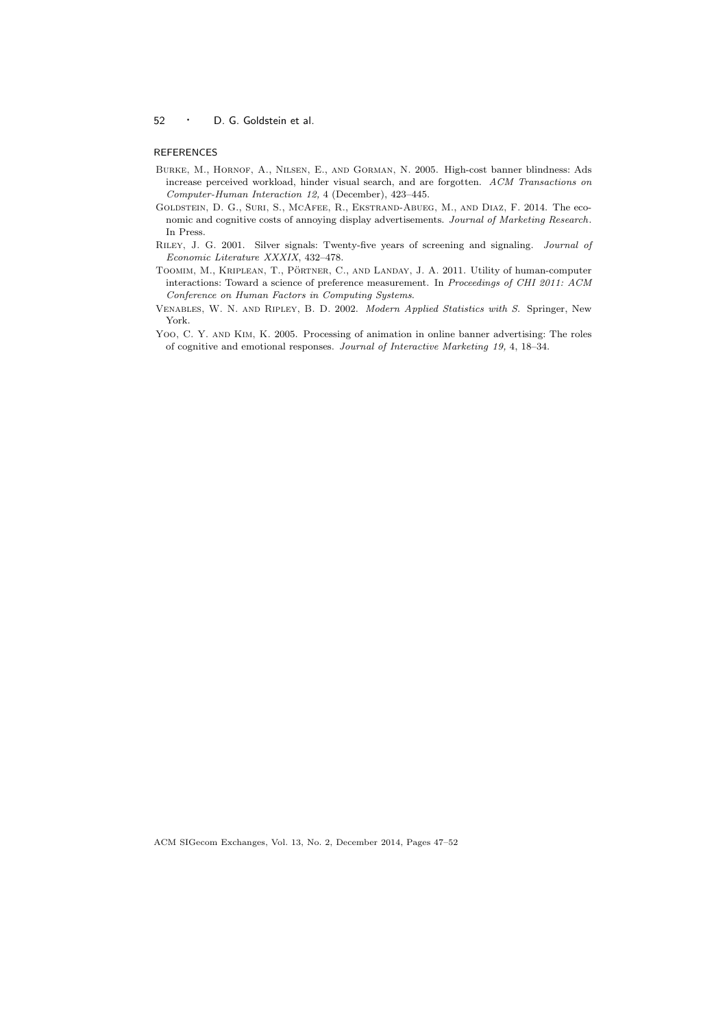## REFERENCES

Burke, M., Hornof, A., Nilsen, E., and Gorman, N. 2005. High-cost banner blindness: Ads increase perceived workload, hinder visual search, and are forgotten. *ACM Transactions on Computer-Human Interaction 12,* 4 (December), 423–445.

Goldstein, D. G., Suri, S., McAfee, R., Ekstrand-Abueg, M., and Diaz, F. 2014. The economic and cognitive costs of annoying display advertisements. *Journal of Marketing Research*. In Press.

Riley, J. G. 2001. Silver signals: Twenty-five years of screening and signaling. *Journal of Economic Literature XXXIX*, 432–478.

Toomim, M., Kriplean, T., Pörtner, C., and Landay, J. A. 2011. Utility of human-computer interactions: Toward a science of preference measurement. In *Proceedings of CHI 2011: ACM Conference on Human Factors in Computing Systems*.

Venables, W. N. and Ripley, B. D. 2002. *Modern Applied Statistics with S.* Springer, New York.

Yoo, C. Y. and Kim, K. 2005. Processing of animation in online banner advertising: The roles of cognitive and emotional responses. *Journal of Interactive Marketing 19,* 4, 18–34.